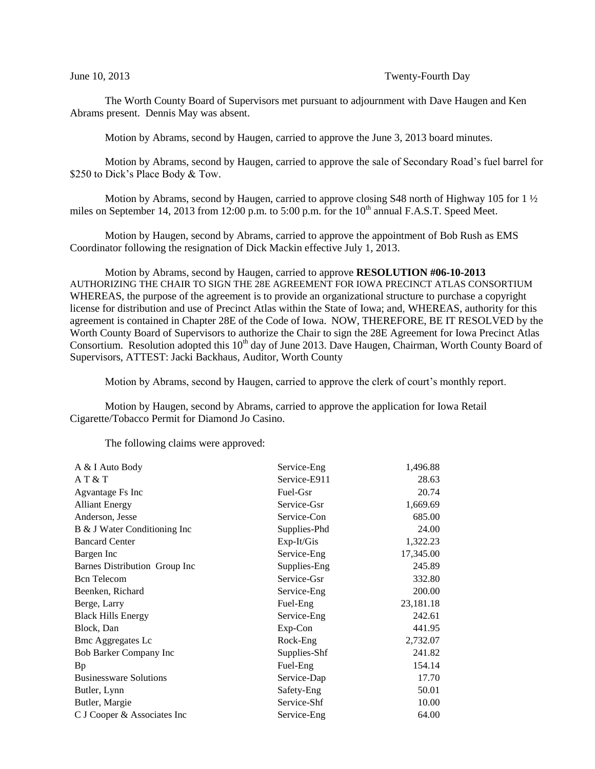June 10, 2013 Twenty-Fourth Day

The Worth County Board of Supervisors met pursuant to adjournment with Dave Haugen and Ken Abrams present. Dennis May was absent.

Motion by Abrams, second by Haugen, carried to approve the June 3, 2013 board minutes.

Motion by Abrams, second by Haugen, carried to approve the sale of Secondary Road's fuel barrel for $250 to Dick's Place Body & Tow.

Motion by Abrams, second by Haugen, carried to approve closing S48 north of Highway 105 for 1 ½ miles on September 14, 2013 from 12:00 p.m. to 5:00 p.m. for the 10th annual F.A.S.T. Speed Meet.

Motion by Haugen, second by Abrams, carried to approve the appointment of Bob Rush as EMS Coordinator following the resignation of Dick Mackin effective July 1, 2013.

Motion by Abrams, second by Haugen, carried to approve **RESOLUTION #06-10-2013** AUTHORIZING THE CHAIR TO SIGN THE 28E AGREEMENT FOR IOWA PRECINCT ATLAS CONSORTIUM WHEREAS, the purpose of the agreement is to provide an organizational structure to purchase a copyright license for distribution and use of Precinct Atlas within the State of Iowa; and, WHEREAS, authority for this agreement is contained in Chapter 28E of the Code of Iowa. NOW, THEREFORE, BE IT RESOLVED by the Worth County Board of Supervisors to authorize the Chair to sign the 28E Agreement for Iowa Precinct Atlas Consortium. Resolution adopted this 10th day of June 2013. Dave Haugen, Chairman, Worth County Board of Supervisors, ATTEST: Jacki Backhaus, Auditor, Worth County

Motion by Abrams, second by Haugen, carried to approve the clerk of court's monthly report.

Motion by Haugen, second by Abrams, carried to approve the application for Iowa Retail Cigarette/Tobacco Permit for Diamond Jo Casino.

The following claims were approved:

| | | |
|---|---|---|
| A & I Auto Body | Service-Eng | 1,496.88 |
| A T & T | Service-E911 | 28.63 |
| Agvantage Fs Inc | Fuel-Gsr | 20.74 |
| Alliant Energy | Service-Gsr | 1,669.69 |
| Anderson, Jesse | Service-Con | 685.00 |
| B & J Water Conditioning Inc | Supplies-Phd | 24.00 |
| Bancard Center | Exp-It/Gis | 1,322.23 |
| Bargen Inc | Service-Eng | 17,345.00 |
| Barnes Distribution Group Inc | Supplies-Eng | 245.89 |
| Bcn Telecom | Service-Gsr | 332.80 |
| Beenken, Richard | Service-Eng | 200.00 |
| Berge, Larry | Fuel-Eng | 23,181.18 |
| Black Hills Energy | Service-Eng | 242.61 |
| Block, Dan | Exp-Con | 441.95 |
| Bmc Aggregates Lc | Rock-Eng | 2,732.07 |
| Bob Barker Company Inc | Supplies-Shf | 241.82 |
| Bp | Fuel-Eng | 154.14 |
| Businessware Solutions | Service-Dap | 17.70 |
| Butler, Lynn | Safety-Eng | 50.01 |
| Butler, Margie | Service-Shf | 10.00 |
| C J Cooper & Associates Inc | Service-Eng | 64.00 |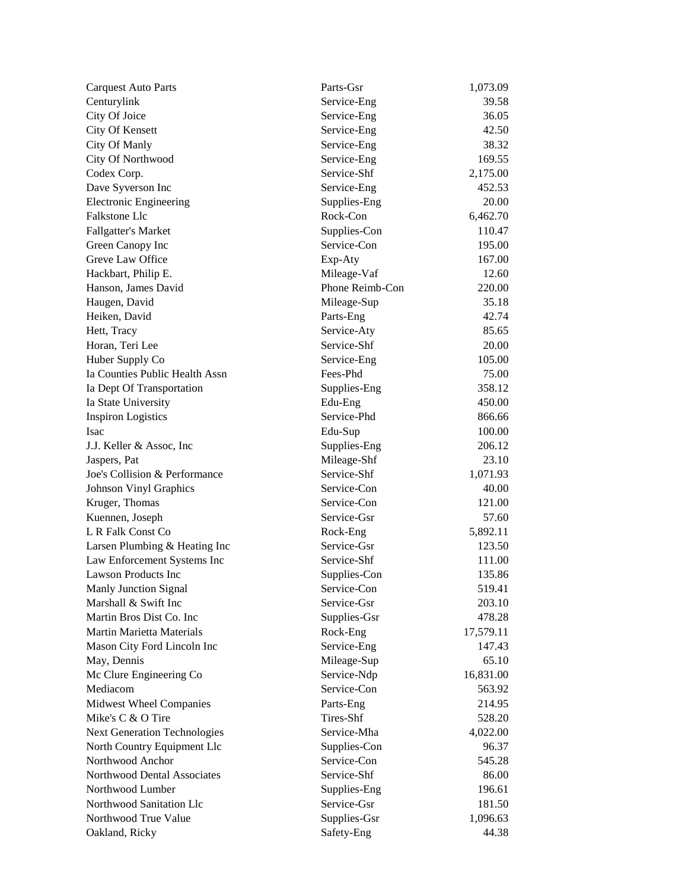| | | |
|---|---|---|
| Carquest Auto Parts | Parts-Gsr | 1,073.09 |
| Centurylink | Service-Eng | 39.58 |
| City Of Joice | Service-Eng | 36.05 |
| City Of Kensett | Service-Eng | 42.50 |
| City Of Manly | Service-Eng | 38.32 |
| City Of Northwood | Service-Eng | 169.55 |
| Codex Corp. | Service-Shf | 2,175.00 |
| Dave Syverson Inc | Service-Eng | 452.53 |
| Electronic Engineering | Supplies-Eng | 20.00 |
| Falkstone Llc | Rock-Con | 6,462.70 |
| Fallgatter's Market | Supplies-Con | 110.47 |
| Green Canopy Inc | Service-Con | 195.00 |
| Greve Law Office | Exp-Aty | 167.00 |
| Hackbart, Philip E. | Mileage-Vaf | 12.60 |
| Hanson, James David | Phone Reimb-Con | 220.00 |
| Haugen, David | Mileage-Sup | 35.18 |
| Heiken, David | Parts-Eng | 42.74 |
| Hett, Tracy | Service-Aty | 85.65 |
| Horan, Teri Lee | Service-Shf | 20.00 |
| Huber Supply Co | Service-Eng | 105.00 |
| Ia Counties Public Health Assn | Fees-Phd | 75.00 |
| Ia Dept Of Transportation | Supplies-Eng | 358.12 |
| Ia State University | Edu-Eng | 450.00 |
| Inspiron Logistics | Service-Phd | 866.66 |
| Isac | Edu-Sup | 100.00 |
| J.J. Keller & Assoc, Inc | Supplies-Eng | 206.12 |
| Jaspers, Pat | Mileage-Shf | 23.10 |
| Joe's Collision & Performance | Service-Shf | 1,071.93 |
| Johnson Vinyl Graphics | Service-Con | 40.00 |
| Kruger, Thomas | Service-Con | 121.00 |
| Kuennen, Joseph | Service-Gsr | 57.60 |
| L R Falk Const Co | Rock-Eng | 5,892.11 |
| Larsen Plumbing & Heating Inc | Service-Gsr | 123.50 |
| Law Enforcement Systems Inc | Service-Shf | 111.00 |
| Lawson Products Inc | Supplies-Con | 135.86 |
| Manly Junction Signal | Service-Con | 519.41 |
| Marshall & Swift Inc | Service-Gsr | 203.10 |
| Martin Bros Dist Co. Inc | Supplies-Gsr | 478.28 |
| Martin Marietta Materials | Rock-Eng | 17,579.11 |
| Mason City Ford Lincoln Inc | Service-Eng | 147.43 |
| May, Dennis | Mileage-Sup | 65.10 |
| Mc Clure Engineering Co | Service-Ndp | 16,831.00 |
| Mediacom | Service-Con | 563.92 |
| Midwest Wheel Companies | Parts-Eng | 214.95 |
| Mike's C & O Tire | Tires-Shf | 528.20 |
| Next Generation Technologies | Service-Mha | 4,022.00 |
| North Country Equipment Llc | Supplies-Con | 96.37 |
| Northwood Anchor | Service-Con | 545.28 |
| Northwood Dental Associates | Service-Shf | 86.00 |
| Northwood Lumber | Supplies-Eng | 196.61 |
| Northwood Sanitation Llc | Service-Gsr | 181.50 |
| Northwood True Value | Supplies-Gsr | 1,096.63 |
| Oakland, Ricky | Safety-Eng | 44.38 |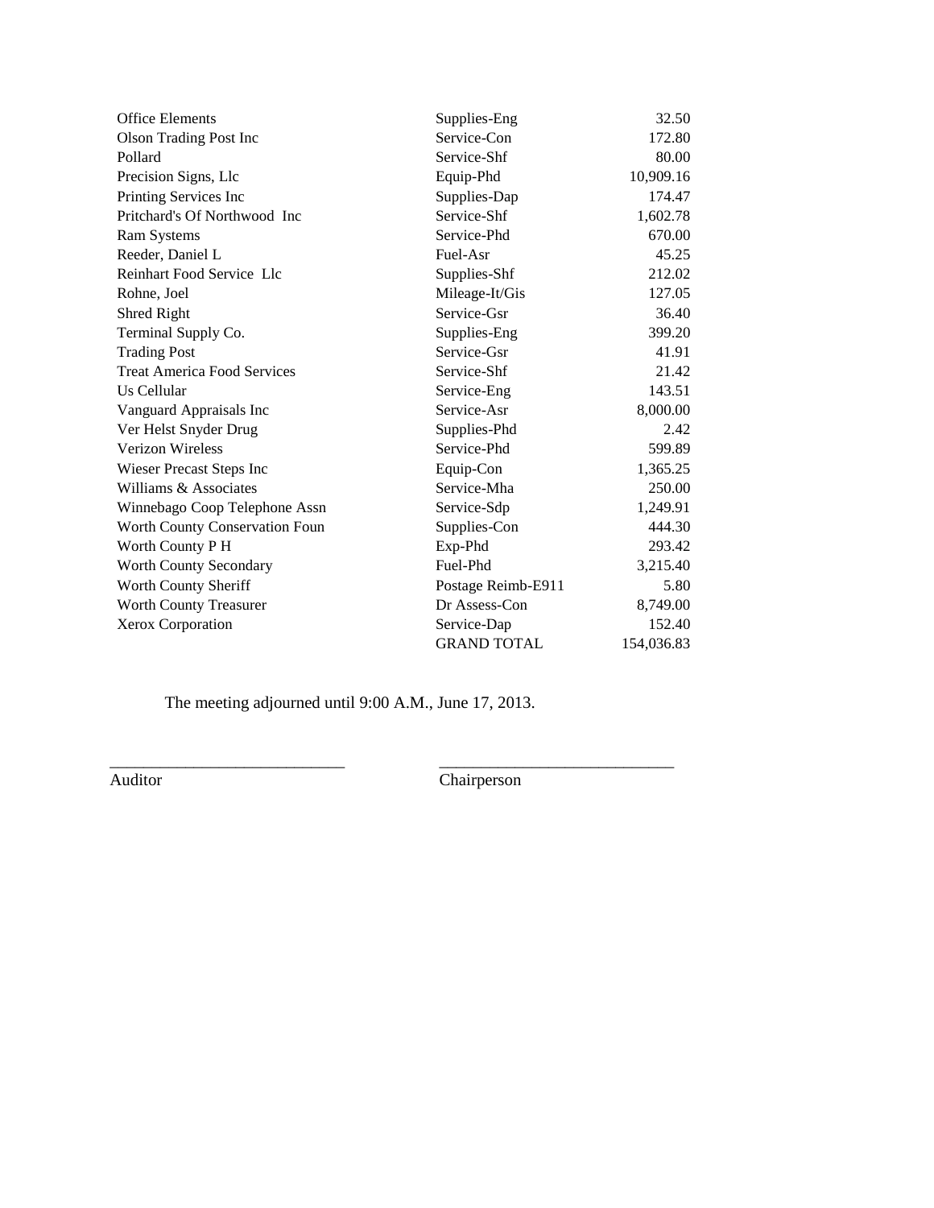| | | |
|---|---|---|
| Office Elements | Supplies-Eng | 32.50 |
| Olson Trading Post Inc | Service-Con | 172.80 |
| Pollard | Service-Shf | 80.00 |
| Precision Signs, Llc | Equip-Phd | 10,909.16 |
| Printing Services Inc | Supplies-Dap | 174.47 |
| Pritchard's Of Northwood Inc | Service-Shf | 1,602.78 |
| Ram Systems | Service-Phd | 670.00 |
| Reeder, Daniel L | Fuel-Asr | 45.25 |
| Reinhart Food Service Llc | Supplies-Shf | 212.02 |
| Rohne, Joel | Mileage-It/Gis | 127.05 |
| Shred Right | Service-Gsr | 36.40 |
| Terminal Supply Co. | Supplies-Eng | 399.20 |
| Trading Post | Service-Gsr | 41.91 |
| Treat America Food Services | Service-Shf | 21.42 |
| Us Cellular | Service-Eng | 143.51 |
| Vanguard Appraisals Inc | Service-Asr | 8,000.00 |
| Ver Helst Snyder Drug | Supplies-Phd | 2.42 |
| Verizon Wireless | Service-Phd | 599.89 |
| Wieser Precast Steps Inc | Equip-Con | 1,365.25 |
| Williams & Associates | Service-Mha | 250.00 |
| Winnebago Coop Telephone Assn | Service-Sdp | 1,249.91 |
| Worth County Conservation Foun | Supplies-Con | 444.30 |
| Worth County P H | Exp-Phd | 293.42 |
| Worth County Secondary | Fuel-Phd | 3,215.40 |
| Worth County Sheriff | Postage Reimb-E911 | 5.80 |
| Worth County Treasurer | Dr Assess-Con | 8,749.00 |
| Xerox Corporation | Service-Dap | 152.40 |
| | GRAND TOTAL | 154,036.83 |

The meeting adjourned until 9:00 A.M., June 17, 2013.

\_\_\_\_\_\_\_\_\_\_\_\_\_\_\_\_\_\_\_\_\_\_\_\_\_\_\_\_ \_\_\_\_\_\_\_\_\_\_\_\_\_\_\_\_\_\_\_\_\_\_\_\_\_\_\_\_

Auditor Chairperson